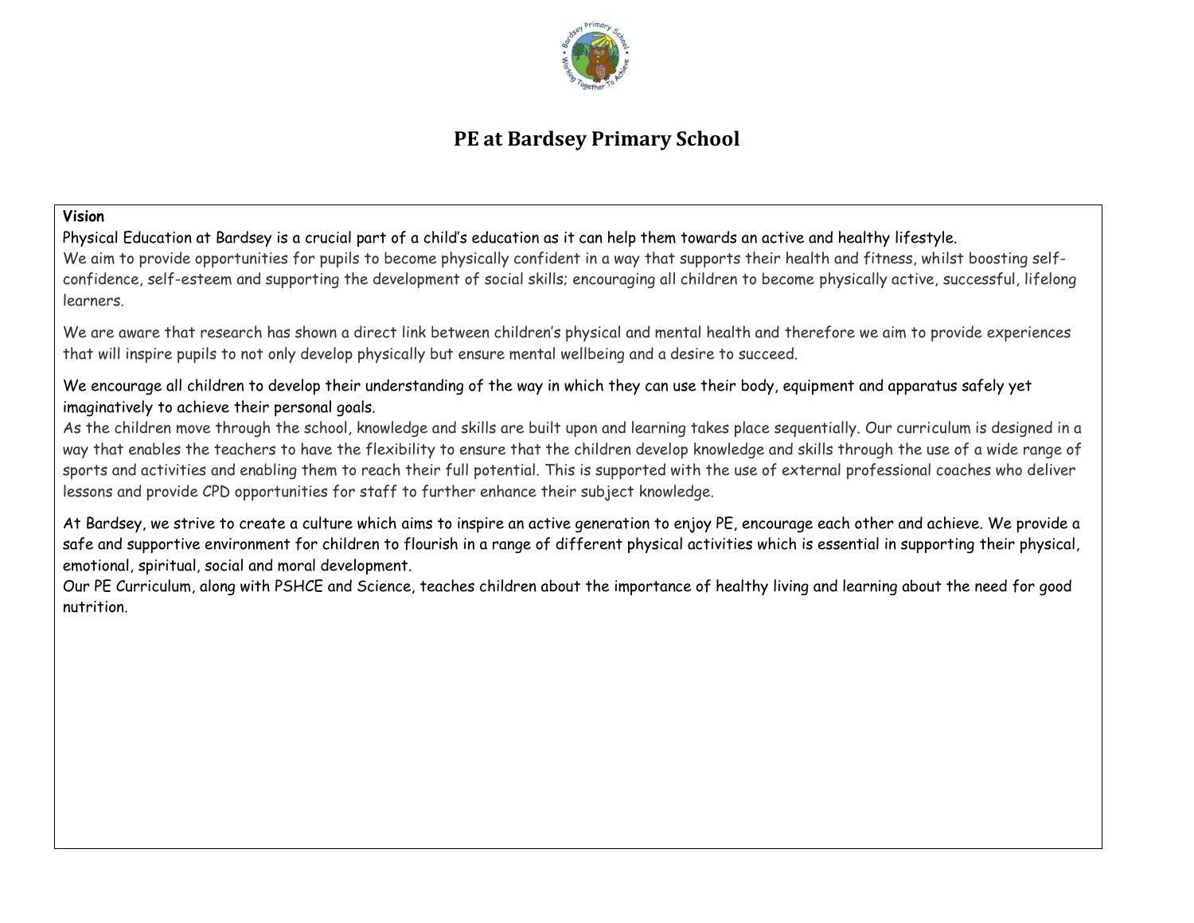# PE at Bardsey Primary School

**Vision**

Physical Education at Bardsey is a crucial part of a child's education as it can help them towards an active and healthy lifestyle.
We aim to provide opportunities for pupils to become physically confident in a way that supports their health and fitness, whilst boosting self-confidence, self-esteem and supporting the development of social skills; encouraging all children to become physically active, successful, lifelong learners.

We are aware that research has shown a direct link between children's physical and mental health and therefore we aim to provide experiences that will inspire pupils to not only develop physically but ensure mental wellbeing and a desire to succeed.

We encourage all children to develop their understanding of the way in which they can use their body, equipment and apparatus safely yet imaginatively to achieve their personal goals.
As the children move through the school, knowledge and skills are built upon and learning takes place sequentially. Our curriculum is designed in a way that enables the teachers to have the flexibility to ensure that the children develop knowledge and skills through the use of a wide range of sports and activities and enabling them to reach their full potential. This is supported with the use of external professional coaches who deliver lessons and provide CPD opportunities for staff to further enhance their subject knowledge.

At Bardsey, we strive to create a culture which aims to inspire an active generation to enjoy PE, encourage each other and achieve. We provide a safe and supportive environment for children to flourish in a range of different physical activities which is essential in supporting their physical, emotional, spiritual, social and moral development.
Our PE Curriculum, along with PSHCE and Science, teaches children about the importance of healthy living and learning about the need for good nutrition.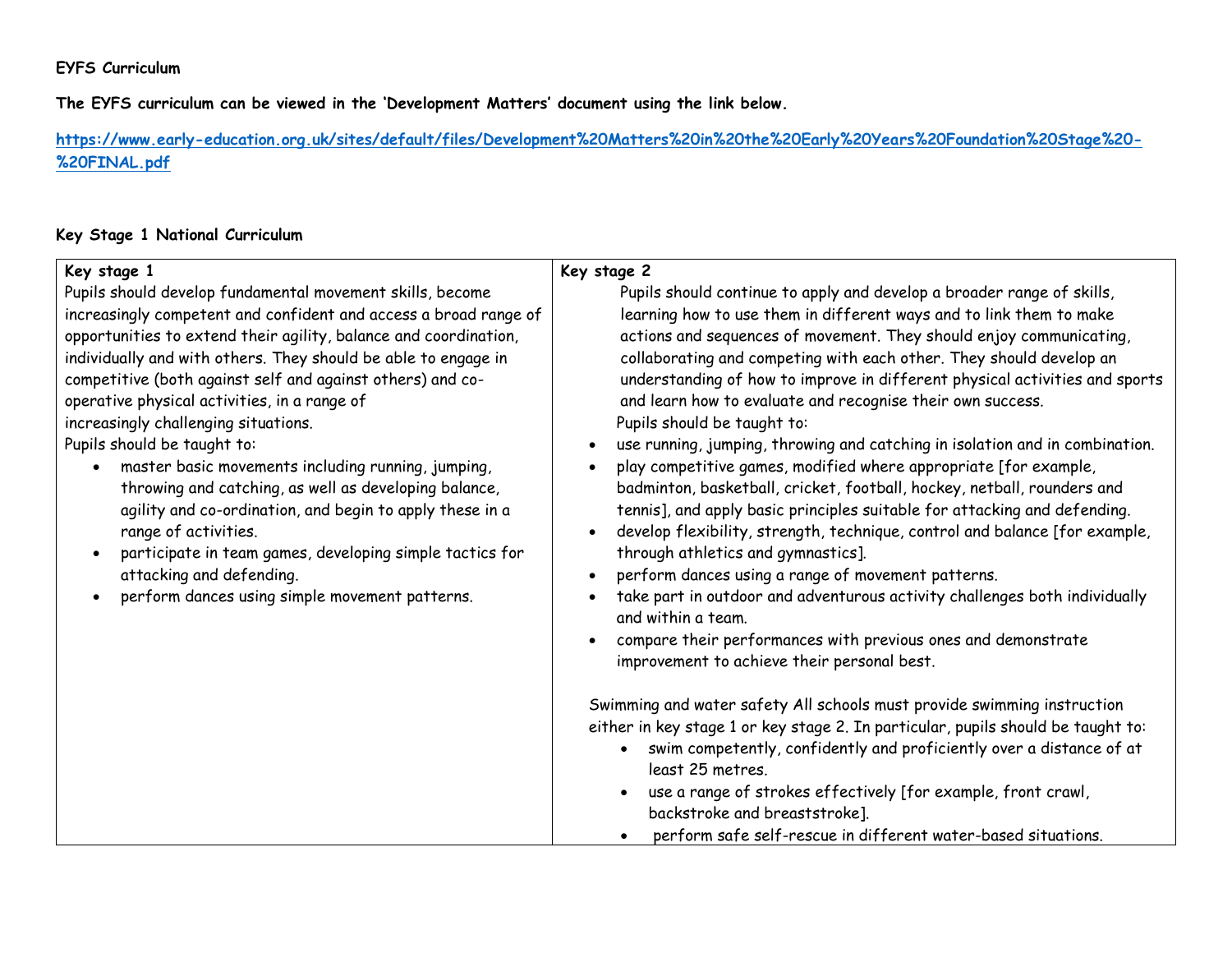**EYFS Curriculum**

**The EYFS curriculum can be viewed in the 'Development Matters' document using the link below.**

[https://www.early-education.org.uk/sites/default/files/Development%20Matters%20in%20the%20Early%20Years%20Foundation%20Stage%20-%20FINAL.pdf](https://www.early-education.org.uk/sites/default/files/Development%20Matters%20in%20the%20Early%20Years%20Foundation%20Stage%20-%20FINAL.pdf)

**Key Stage 1 National Curriculum**

| **Key stage 1** | **Key stage 2** |
|---|---|
| Pupils should develop fundamental movement skills, become increasingly competent and confident and access a broad range of opportunities to extend their agility, balance and coordination, individually and with others. They should be able to engage in competitive (both against self and against others) and co-operative physical activities, in a range of increasingly challenging situations.<br>Pupils should be taught to:<br>• master basic movements including running, jumping, throwing and catching, as well as developing balance, agility and co-ordination, and begin to apply these in a range of activities.<br>• participate in team games, developing simple tactics for attacking and defending.<br>• perform dances using simple movement patterns. | Pupils should continue to apply and develop a broader range of skills, learning how to use them in different ways and to link them to make actions and sequences of movement. They should enjoy communicating, collaborating and competing with each other. They should develop an understanding of how to improve in different physical activities and sports and learn how to evaluate and recognise their own success.<br>Pupils should be taught to:<br>• use running, jumping, throwing and catching in isolation and in combination.<br>• play competitive games, modified where appropriate [for example, badminton, basketball, cricket, football, hockey, netball, rounders and tennis], and apply basic principles suitable for attacking and defending.<br>• develop flexibility, strength, technique, control and balance [for example, through athletics and gymnastics].<br>• perform dances using a range of movement patterns.<br>• take part in outdoor and adventurous activity challenges both individually and within a team.<br>• compare their performances with previous ones and demonstrate improvement to achieve their personal best.<br><br>Swimming and water safety All schools must provide swimming instruction either in key stage 1 or key stage 2. In particular, pupils should be taught to:<br>• swim competently, confidently and proficiently over a distance of at least 25 metres.<br>• use a range of strokes effectively [for example, front crawl, backstroke and breaststroke].<br>• perform safe self-rescue in different water-based situations. |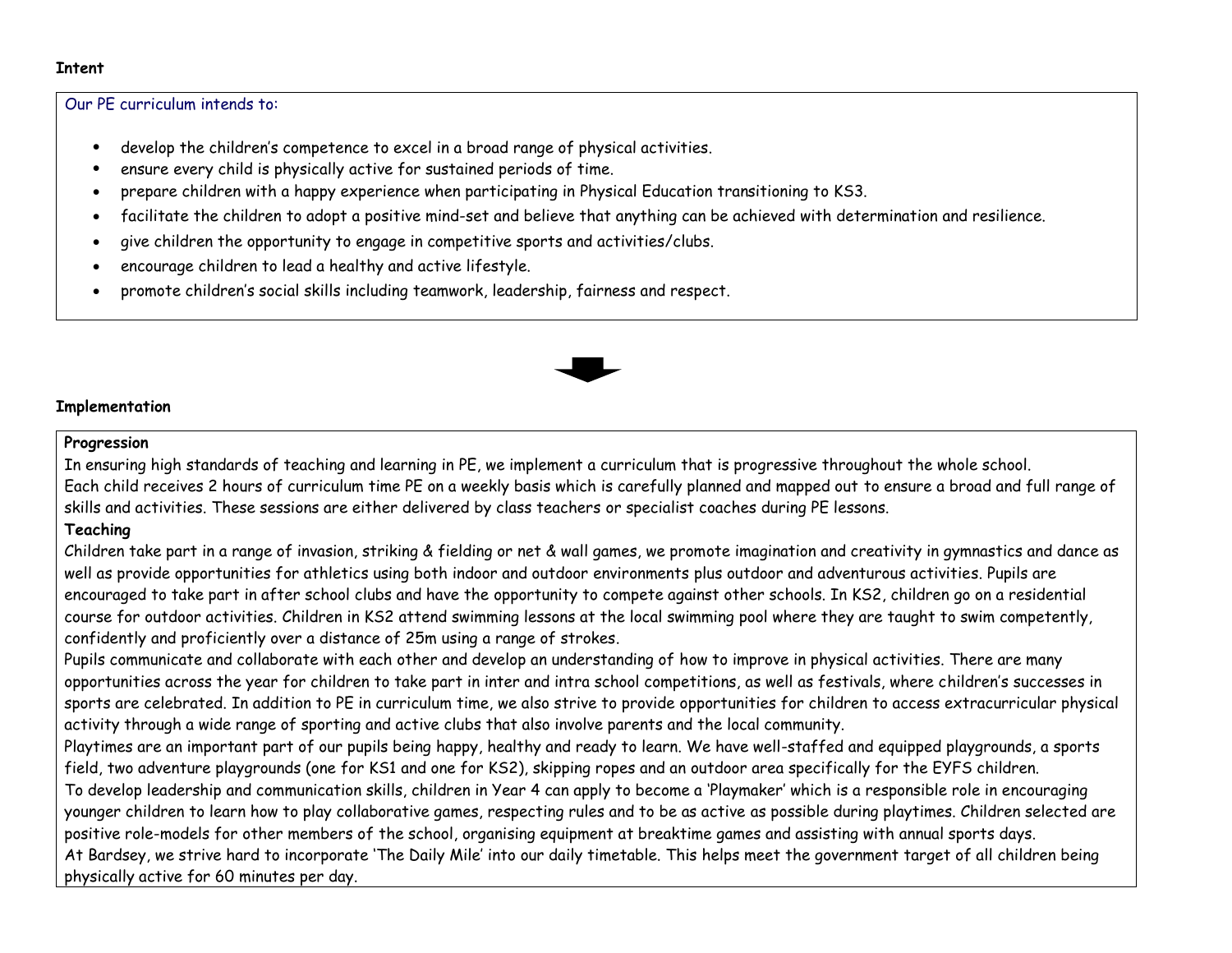**Intent**

Our PE curriculum intends to:

- develop the children's competence to excel in a broad range of physical activities.
- ensure every child is physically active for sustained periods of time.
- prepare children with a happy experience when participating in Physical Education transitioning to KS3.
- facilitate the children to adopt a positive mind-set and believe that anything can be achieved with determination and resilience.
- give children the opportunity to engage in competitive sports and activities/clubs.
- encourage children to lead a healthy and active lifestyle.
- promote children's social skills including teamwork, leadership, fairness and respect.

**Implementation**

**Progression**

In ensuring high standards of teaching and learning in PE, we implement a curriculum that is progressive throughout the whole school. Each child receives 2 hours of curriculum time PE on a weekly basis which is carefully planned and mapped out to ensure a broad and full range of skills and activities. These sessions are either delivered by class teachers or specialist coaches during PE lessons.

**Teaching**

Children take part in a range of invasion, striking & fielding or net & wall games, we promote imagination and creativity in gymnastics and dance as well as provide opportunities for athletics using both indoor and outdoor environments plus outdoor and adventurous activities. Pupils are encouraged to take part in after school clubs and have the opportunity to compete against other schools. In KS2, children go on a residential course for outdoor activities. Children in KS2 attend swimming lessons at the local swimming pool where they are taught to swim competently, confidently and proficiently over a distance of 25m using a range of strokes.

Pupils communicate and collaborate with each other and develop an understanding of how to improve in physical activities. There are many opportunities across the year for children to take part in inter and intra school competitions, as well as festivals, where children's successes in sports are celebrated. In addition to PE in curriculum time, we also strive to provide opportunities for children to access extracurricular physical activity through a wide range of sporting and active clubs that also involve parents and the local community.

Playtimes are an important part of our pupils being happy, healthy and ready to learn. We have well-staffed and equipped playgrounds, a sports field, two adventure playgrounds (one for KS1 and one for KS2), skipping ropes and an outdoor area specifically for the EYFS children.

To develop leadership and communication skills, children in Year 4 can apply to become a 'Playmaker' which is a responsible role in encouraging younger children to learn how to play collaborative games, respecting rules and to be as active as possible during playtimes. Children selected are positive role-models for other members of the school, organising equipment at breaktime games and assisting with annual sports days.

At Bardsey, we strive hard to incorporate 'The Daily Mile' into our daily timetable. This helps meet the government target of all children being physically active for 60 minutes per day.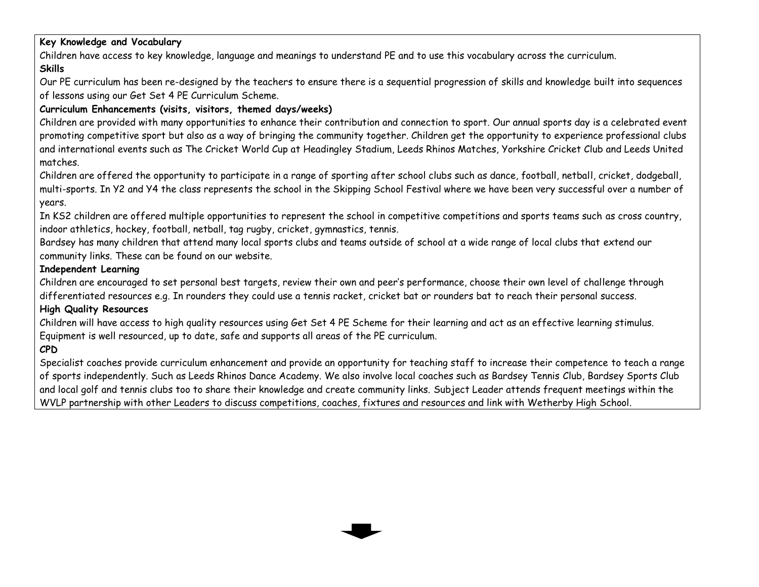**Key Knowledge and Vocabulary**

Children have access to key knowledge, language and meanings to understand PE and to use this vocabulary across the curriculum.

**Skills**

Our PE curriculum has been re-designed by the teachers to ensure there is a sequential progression of skills and knowledge built into sequences of lessons using our Get Set 4 PE Curriculum Scheme.

**Curriculum Enhancements (visits, visitors, themed days/weeks)**

Children are provided with many opportunities to enhance their contribution and connection to sport. Our annual sports day is a celebrated event promoting competitive sport but also as a way of bringing the community together. Children get the opportunity to experience professional clubs and international events such as The Cricket World Cup at Headingley Stadium, Leeds Rhinos Matches, Yorkshire Cricket Club and Leeds United matches.

Children are offered the opportunity to participate in a range of sporting after school clubs such as dance, football, netball, cricket, dodgeball, multi-sports. In Y2 and Y4 the class represents the school in the Skipping School Festival where we have been very successful over a number of years.

In KS2 children are offered multiple opportunities to represent the school in competitive competitions and sports teams such as cross country, indoor athletics, hockey, football, netball, tag rugby, cricket, gymnastics, tennis.

Bardsey has many children that attend many local sports clubs and teams outside of school at a wide range of local clubs that extend our community links. These can be found on our website.

**Independent Learning**

Children are encouraged to set personal best targets, review their own and peer's performance, choose their own level of challenge through differentiated resources e.g. In rounders they could use a tennis racket, cricket bat or rounders bat to reach their personal success.

**High Quality Resources**

Children will have access to high quality resources using Get Set 4 PE Scheme for their learning and act as an effective learning stimulus. Equipment is well resourced, up to date, safe and supports all areas of the PE curriculum.

**CPD**

Specialist coaches provide curriculum enhancement and provide an opportunity for teaching staff to increase their competence to teach a range of sports independently. Such as Leeds Rhinos Dance Academy. We also involve local coaches such as Bardsey Tennis Club, Bardsey Sports Club and local golf and tennis clubs too to share their knowledge and create community links. Subject Leader attends frequent meetings within the WVLP partnership with other Leaders to discuss competitions, coaches, fixtures and resources and link with Wetherby High School.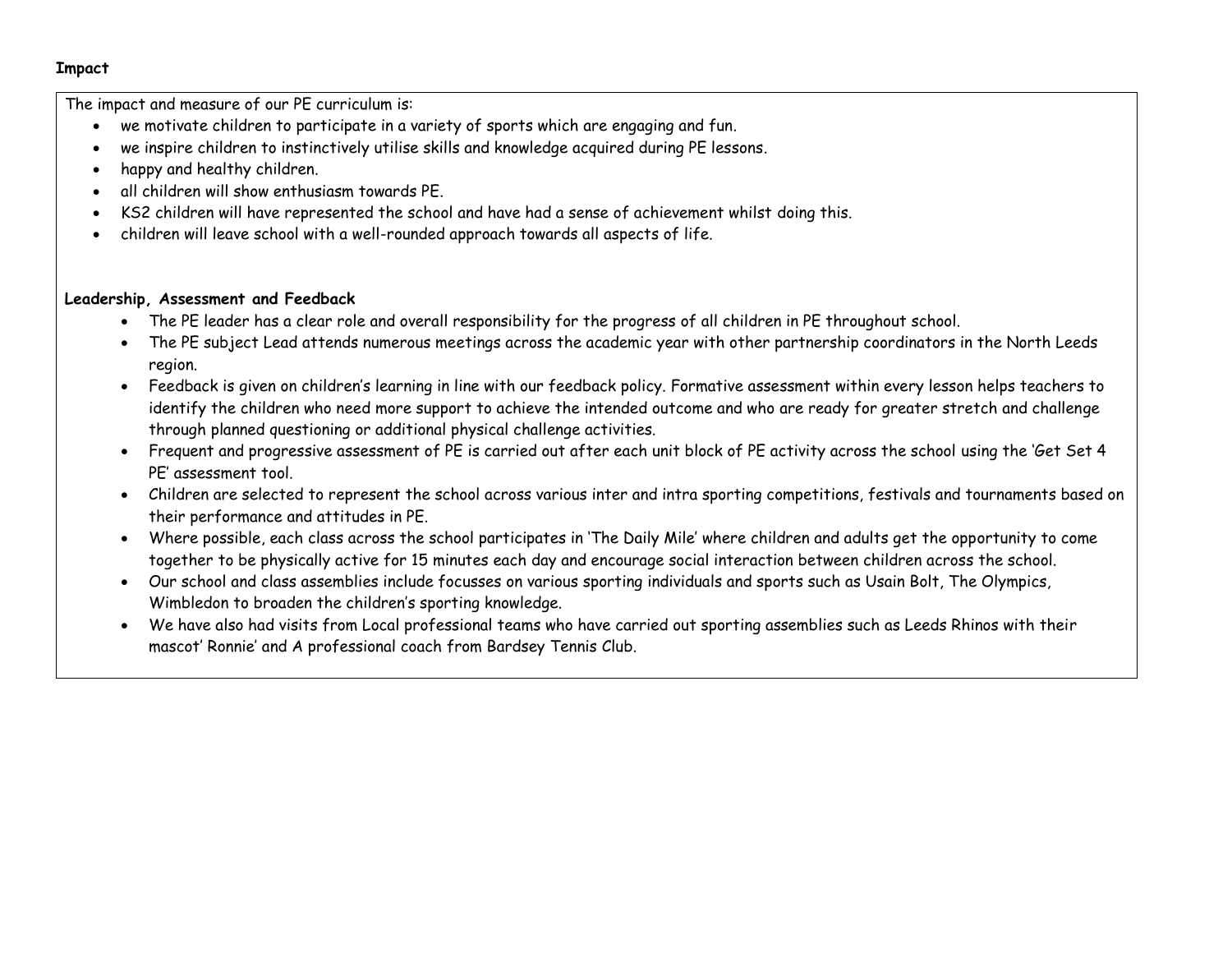**Impact**

The impact and measure of our PE curriculum is:

- we motivate children to participate in a variety of sports which are engaging and fun.
- we inspire children to instinctively utilise skills and knowledge acquired during PE lessons.
- happy and healthy children.
- all children will show enthusiasm towards PE.
- KS2 children will have represented the school and have had a sense of achievement whilst doing this.
- children will leave school with a well-rounded approach towards all aspects of life.

**Leadership, Assessment and Feedback**

- The PE leader has a clear role and overall responsibility for the progress of all children in PE throughout school.
- The PE subject Lead attends numerous meetings across the academic year with other partnership coordinators in the North Leeds region.
- Feedback is given on children's learning in line with our feedback policy. Formative assessment within every lesson helps teachers to identify the children who need more support to achieve the intended outcome and who are ready for greater stretch and challenge through planned questioning or additional physical challenge activities.
- Frequent and progressive assessment of PE is carried out after each unit block of PE activity across the school using the 'Get Set 4 PE' assessment tool.
- Children are selected to represent the school across various inter and intra sporting competitions, festivals and tournaments based on their performance and attitudes in PE.
- Where possible, each class across the school participates in 'The Daily Mile' where children and adults get the opportunity to come together to be physically active for 15 minutes each day and encourage social interaction between children across the school.
- Our school and class assemblies include focusses on various sporting individuals and sports such as Usain Bolt, The Olympics, Wimbledon to broaden the children's sporting knowledge.
- We have also had visits from Local professional teams who have carried out sporting assemblies such as Leeds Rhinos with their mascot' Ronnie' and A professional coach from Bardsey Tennis Club.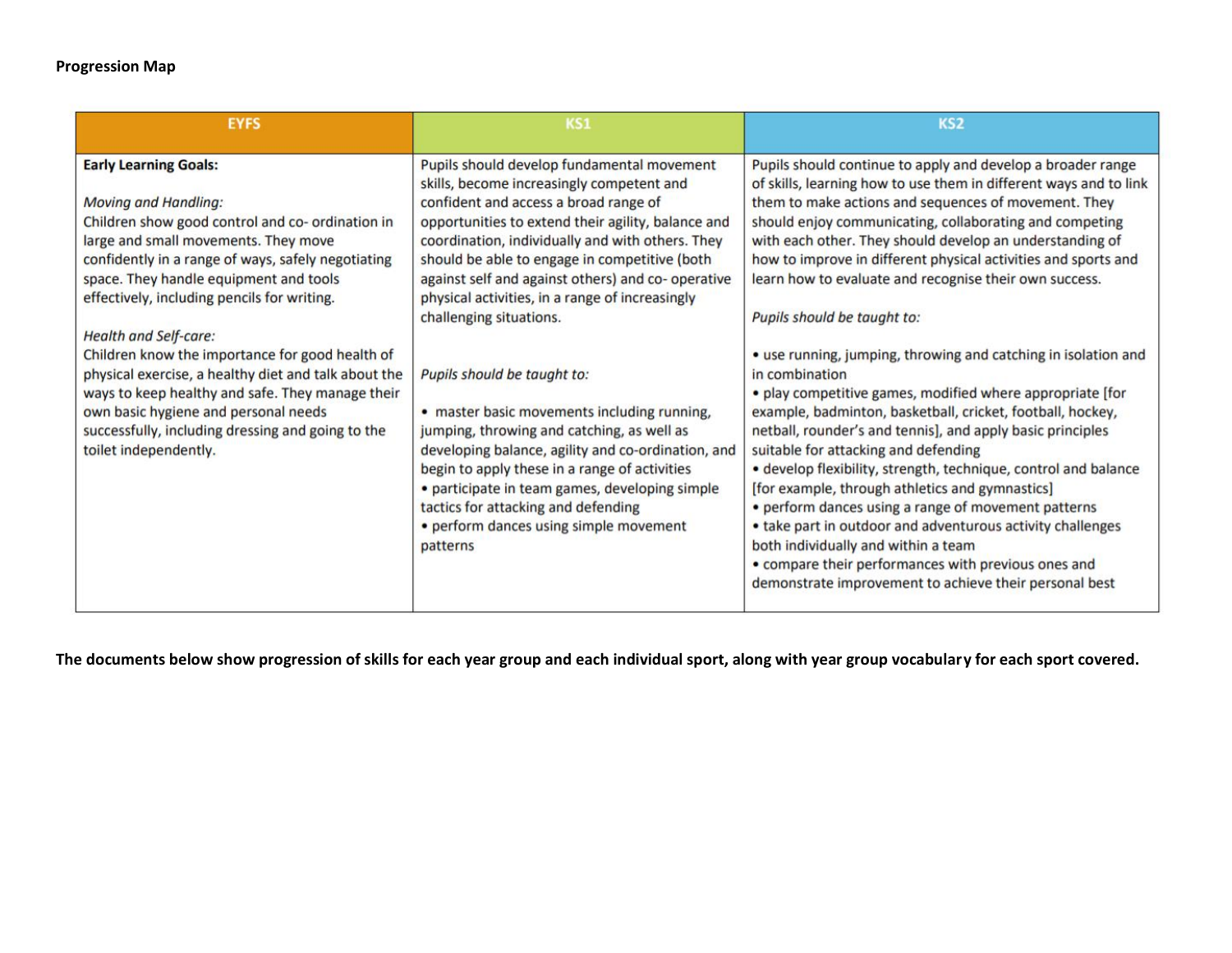**Progression Map**

| EYFS | KS1 | KS2 |
| --- | --- | --- |
| **Early Learning Goals:**<br><br>*Moving and Handling:*<br>Children show good control and co- ordination in large and small movements. They move confidently in a range of ways, safely negotiating space. They handle equipment and tools effectively, including pencils for writing.<br><br>*Health and Self-care:*<br>Children know the importance for good health of physical exercise, a healthy diet and talk about the ways to keep healthy and safe. They manage their own basic hygiene and personal needs successfully, including dressing and going to the toilet independently. | Pupils should develop fundamental movement skills, become increasingly competent and confident and access a broad range of opportunities to extend their agility, balance and coordination, individually and with others. They should be able to engage in competitive (both against self and against others) and co- operative physical activities, in a range of increasingly challenging situations.<br><br>*Pupils should be taught to:*<br><br>• master basic movements including running, jumping, throwing and catching, as well as developing balance, agility and co-ordination, and begin to apply these in a range of activities<br>• participate in team games, developing simple tactics for attacking and defending<br>• perform dances using simple movement patterns | Pupils should continue to apply and develop a broader range of skills, learning how to use them in different ways and to link them to make actions and sequences of movement. They should enjoy communicating, collaborating and competing with each other. They should develop an understanding of how to improve in different physical activities and sports and learn how to evaluate and recognise their own success.<br><br>*Pupils should be taught to:*<br><br>• use running, jumping, throwing and catching in isolation and in combination<br>• play competitive games, modified where appropriate [for example, badminton, basketball, cricket, football, hockey, netball, rounder's and tennis], and apply basic principles suitable for attacking and defending<br>• develop flexibility, strength, technique, control and balance [for example, through athletics and gymnastics]<br>• perform dances using a range of movement patterns<br>• take part in outdoor and adventurous activity challenges both individually and within a team<br>• compare their performances with previous ones and demonstrate improvement to achieve their personal best |

**The documents below show progression of skills for each year group and each individual sport, along with year group vocabulary for each sport covered.**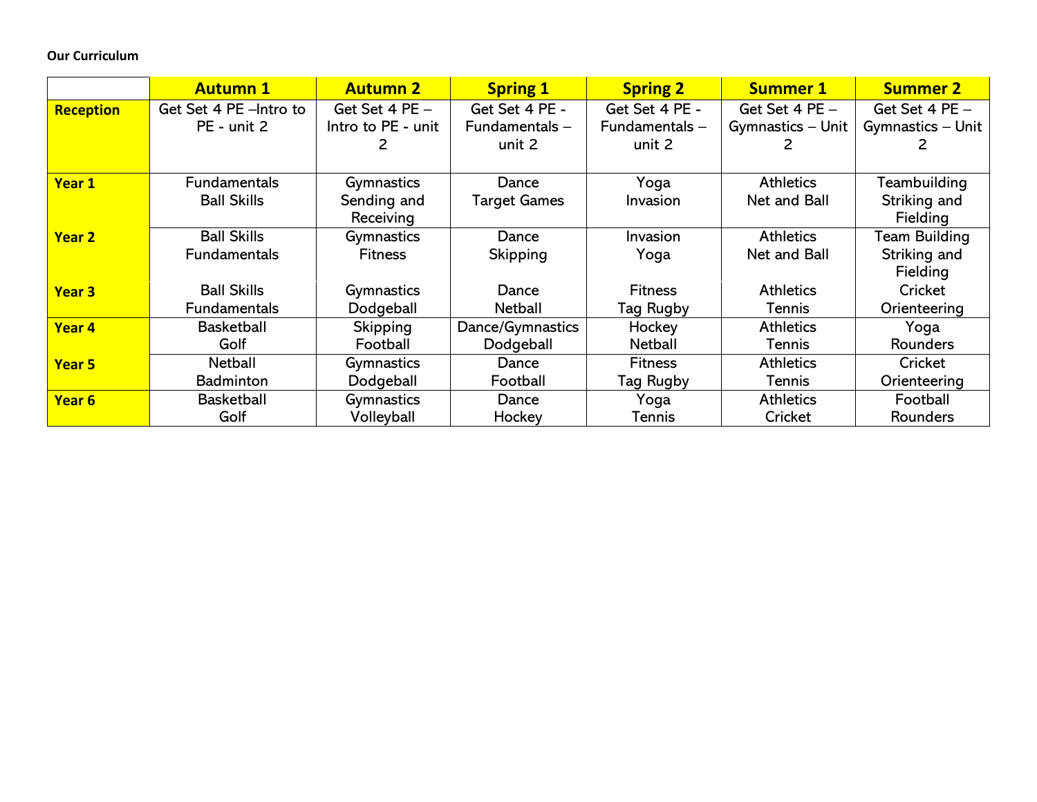**Our Curriculum**

| | Autumn 1 | Autumn 2 | Spring 1 | Spring 2 | Summer 1 | Summer 2 |
|---|---|---|---|---|---|---|
| **Reception** | Get Set 4 PE –Intro to PE - unit 2 | Get Set 4 PE – Intro to PE - unit 2 | Get Set 4 PE - Fundamentals – unit 2 | Get Set 4 PE - Fundamentals – unit 2 | Get Set 4 PE – Gymnastics – Unit 2 | Get Set 4 PE – Gymnastics – Unit 2 |
| **Year 1** | Fundamentals<br>Ball Skills | Gymnastics<br>Sending and Receiving | Dance<br>Target Games | Yoga<br>Invasion | Athletics<br>Net and Ball | Teambuilding<br>Striking and Fielding |
| **Year 2** | Ball Skills<br>Fundamentals | Gymnastics<br>Fitness | Dance<br>Skipping | Invasion<br>Yoga | Athletics<br>Net and Ball | Team Building<br>Striking and Fielding |
| **Year 3** | Ball Skills<br>Fundamentals | Gymnastics<br>Dodgeball | Dance<br>Netball | Fitness<br>Tag Rugby | Athletics<br>Tennis | Cricket<br>Orienteering |
| **Year 4** | Basketball<br>Golf | Skipping<br>Football | Dance/Gymnastics<br>Dodgeball | Hockey<br>Netball | Athletics<br>Tennis | Yoga<br>Rounders |
| **Year 5** | Netball<br>Badminton | Gymnastics<br>Dodgeball | Dance<br>Football | Fitness<br>Tag Rugby | Athletics<br>Tennis | Cricket<br>Orienteering |
| **Year 6** | Basketball<br>Golf | Gymnastics<br>Volleyball | Dance<br>Hockey | Yoga<br>Tennis | Athletics<br>Cricket | Football<br>Rounders |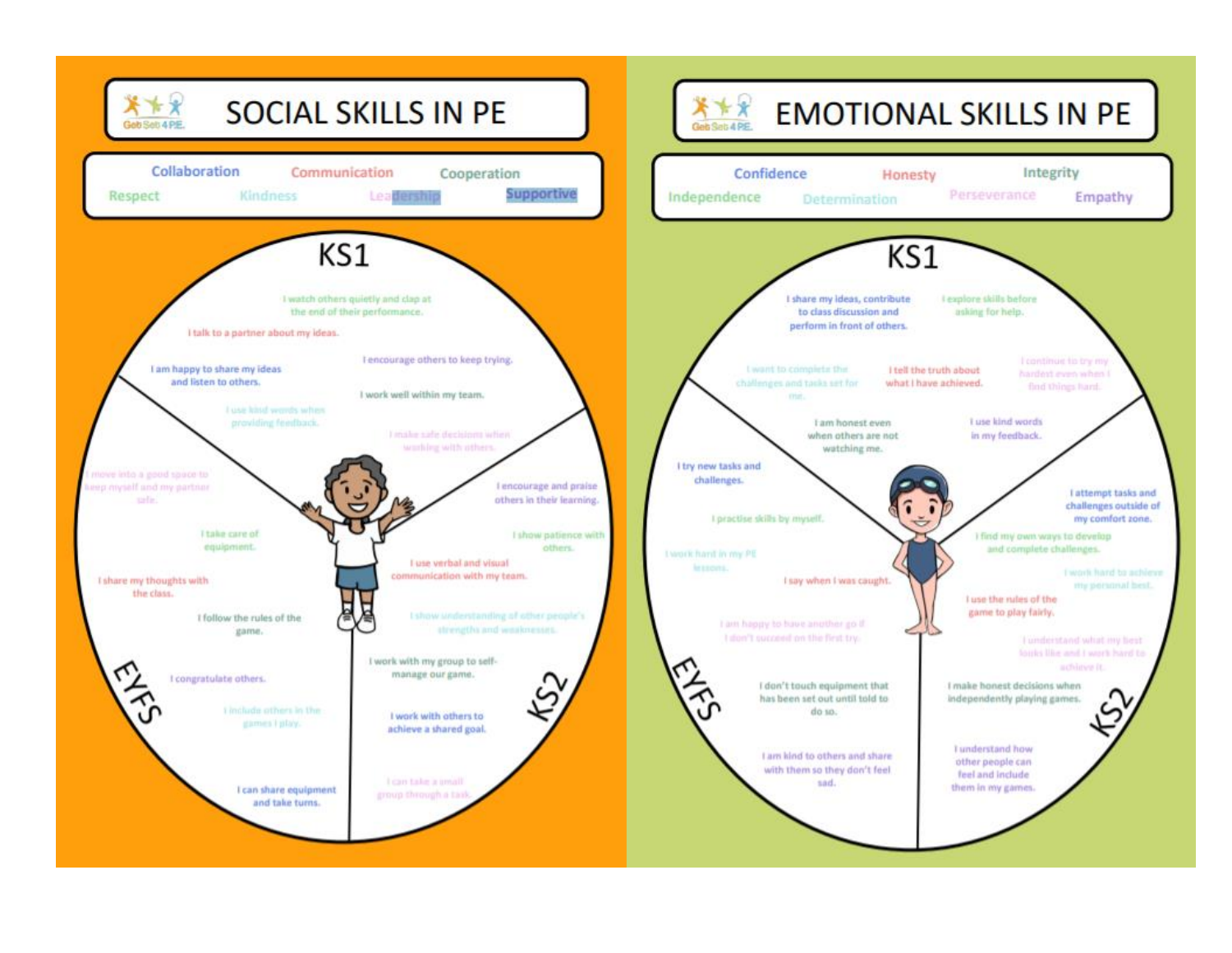# SOCIAL SKILLS IN PE

Collaboration · Communication · Cooperation · Respect · Kindness · Leadership · Supportive

## KS1

- I watch others quietly and clap at the end of their performance.
- I talk to a partner about my ideas.
- I am happy to share my ideas and listen to others.
- I encourage others to keep trying.
- I work well within my team.
- I use kind words when providing feedback.
- I make safe decisions when working with others.

## KS2

- I encourage and praise others in their learning.
- I show patience with others.
- I use verbal and visual communication with my team.
- I show understanding of other people's strengths and weaknesses.
- I work with my group to self-manage our game.
- I work with others to achieve a shared goal.
- I can take a small group through a task.

## EYFS

- I move into a good space to keep myself and my partner safe.
- I take care of equipment.
- I share my thoughts with the class.
- I follow the rules of the game.
- I congratulate others.
- I include others in the games I play.
- I can share equipment and take turns.

# EMOTIONAL SKILLS IN PE

Confidence · Honesty · Integrity · Independence · Determination · Perseverance · Empathy

## KS1

- I share my ideas, contribute to class discussion and perform in front of others.
- I explore skills before asking for help.
- I want to complete the challenges and tasks set for me.
- I tell the truth about what I have achieved.
- I continue to try my hardest even when I find things hard.
- I am honest even when others are not watching me.
- I use kind words in my feedback.

## KS2

- I attempt tasks and challenges outside of my comfort zone.
- I find my own ways to develop and complete challenges.
- I work hard to achieve my personal best.
- I use the rules of the game to play fairly.
- I understand what my best looks like and I work hard to achieve it.
- I make honest decisions when independently playing games.
- I understand how other people can feel and include them in my games.

## EYFS

- I try new tasks and challenges.
- I practise skills by myself.
- I work hard in my PE lessons.
- I say when I was caught.
- I am happy to have another go if I don't succeed on the first try.
- I don't touch equipment that has been set out until told to do so.
- I am kind to others and share with them so they don't feel sad.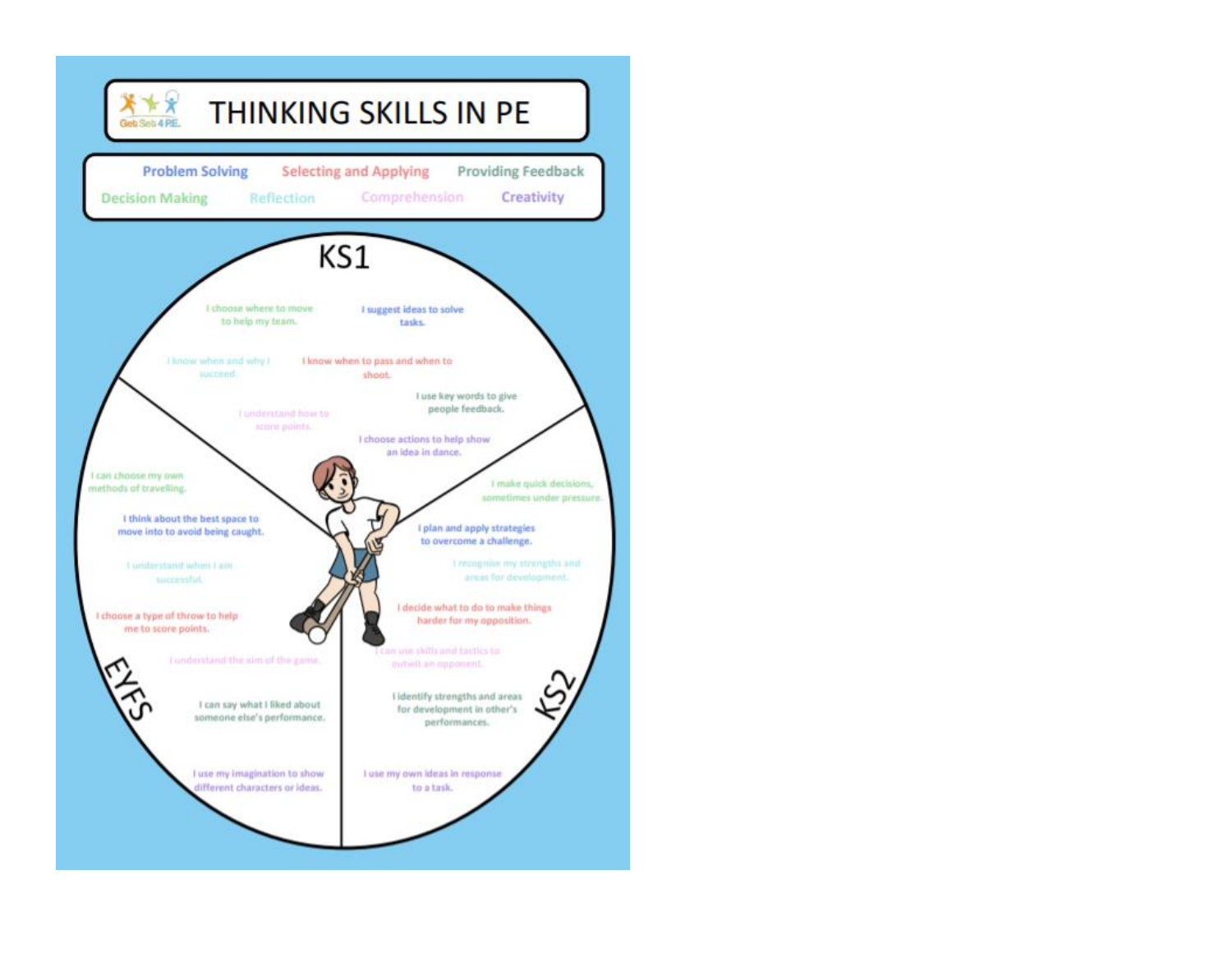# THINKING SKILLS IN PE

Get Set 4 P.E.

Problem Solving | Selecting and Applying | Providing Feedback
Decision Making | Reflection | Comprehension | Creativity

## KS1

I choose where to move to help my team.

I suggest ideas to solve tasks.

I know when and why I succeed.

I know when to pass and when to shoot.

I use key words to give people feedback.

I understand how to score points.

I choose actions to help show an idea in dance.

## EYFS

I can choose my own methods of travelling.

I think about the best space to move into to avoid being caught.

I understand when I am successful.

I choose a type of throw to help me to score points.

I understand the aim of the game.

I can say what I liked about someone else's performance.

I use my imagination to show different characters or ideas.

## KS2

I make quick decisions, sometimes under pressure.

I plan and apply strategies to overcome a challenge.

I recognise my strengths and areas for development.

I decide what to do to make things harder for my opposition.

I can use skills and tactics to outwit an opponent.

I identify strengths and areas for development in other's performances.

I use my own ideas in response to a task.